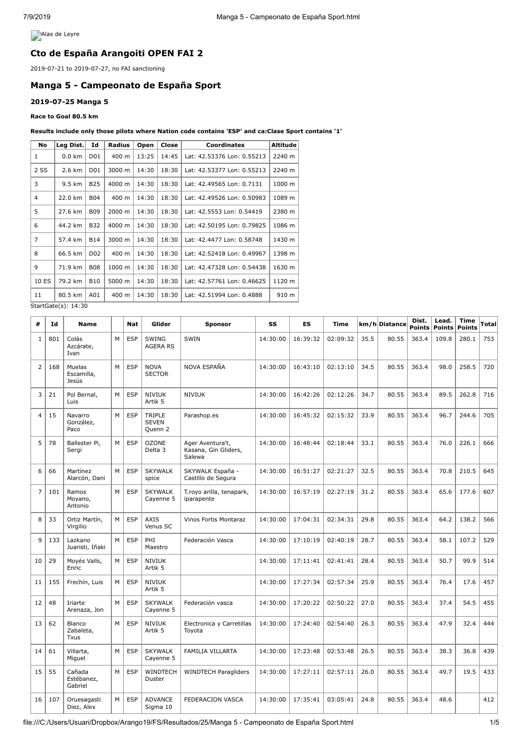Alas de Leyre

# Cto de España Arangoiti OPEN FAI 2

2019-07-21 to 2019-07-27, no FAI sanctioning

## Manga 5 - Campeonato de España Sport

### 2019-07-25 Manga 5

**Race to Goal 80.5 km**

**Results include only those pilots where Nation code contains 'ESP' and ca:Clase Sport contains '1'**

| No | Leg Dist. | Id | Radius | Open | Close | Coordinates | Altitude |
|---|---|---|---|---|---|---|---|
| 1 | 0.0 km | D01 | 400 m | 13:25 | 14:45 | Lat: 42.53376 Lon: 0.55213 | 2240 m |
| 2 SS | 2.6 km | D01 | 3000 m | 14:30 | 18:30 | Lat: 42.53377 Lon: 0.55213 | 2240 m |
| 3 | 9.5 km | B25 | 4000 m | 14:30 | 18:30 | Lat: 42.49565 Lon: 0.7131 | 1000 m |
| 4 | 22.0 km | B04 | 400 m | 14:30 | 18:30 | Lat: 42.49526 Lon: 0.50983 | 1089 m |
| 5 | 27.6 km | B09 | 2000 m | 14:30 | 18:30 | Lat: 42.5553 Lon: 0.54419 | 2380 m |
| 6 | 44.2 km | B32 | 4000 m | 14:30 | 18:30 | Lat: 42.50195 Lon: 0.79825 | 1086 m |
| 7 | 57.4 km | B14 | 3000 m | 14:30 | 18:30 | Lat: 42.4477 Lon: 0.58748 | 1430 m |
| 8 | 66.5 km | D02 | 400 m | 14:30 | 18:30 | Lat: 42.52418 Lon: 0.49967 | 1398 m |
| 9 | 71.9 km | B08 | 1000 m | 14:30 | 18:30 | Lat: 42.47328 Lon: 0.54438 | 1630 m |
| 10 ES | 79.2 km | B10 | 5000 m | 14:30 | 18:30 | Lat: 42.57761 Lon: 0.46625 | 1120 m |
| 11 | 80.5 km | A01 | 400 m | 14:30 | 18:30 | Lat: 42.51994 Lon: 0.4888 | 910 m |

StartGate(s): 14:30

| # | Id | Name | | Nat | Glider | Sponsor | SS | ES | Time | km/h | Distance | Dist. Points | Lead. Points | Time Points | Total |
|---|---|---|---|---|---|---|---|---|---|---|---|---|---|---|---|
| 1 | 801 | Colás Azcárate, Ivan | M | ESP | SWING AGERA RS | SWIN | 14:30:00 | 16:39:32 | 02:09:32 | 35.5 | 80.55 | 363.4 | 109.8 | 280.1 | 753 |
| 2 | 168 | Muelas Escamilla, Jesús | M | ESP | NOVA SECTOR | NOVA ESPAÑA | 14:30:00 | 16:43:10 | 02:13:10 | 34.5 | 80.55 | 363.4 | 98.0 | 258.5 | 720 |
| 3 | 21 | Pol Bernal, Luis | M | ESP | NIVIUK Artik 5 | NIVIUK | 14:30:00 | 16:42:26 | 02:12:26 | 34.7 | 80.55 | 363.4 | 89.5 | 262.8 | 716 |
| 4 | 15 | Navarro González, Paco | M | ESP | TRIPLE SEVEN Quenn 2 | Parashop.es | 14:30:00 | 16:45:32 | 02:15:32 | 33.9 | 80.55 | 363.4 | 96.7 | 244.6 | 705 |
| 5 | 78 | Ballester Pi, Sergi | M | ESP | OZONE Delta 3 | Ager Aventura't, Kasana, Gin Gliders, Salewa | 14:30:00 | 16:48:44 | 02:18:44 | 33.1 | 80.55 | 363.4 | 76.0 | 226.1 | 666 |
| 6 | 66 | Martínez Alarcón, Dani | M | ESP | SKYWALK spice | SKYWALK España - Castillo de Segura | 14:30:00 | 16:51:27 | 02:21:27 | 32.5 | 80.55 | 363.4 | 70.8 | 210.5 | 645 |
| 7 | 101 | Ramos Moyano, Antonio | M | ESP | SKYWALK Cayenne 5 | T.royo arilla, tenapark, iparapente | 14:30:00 | 16:57:19 | 02:27:19 | 31.2 | 80.55 | 363.4 | 65.6 | 177.6 | 607 |
| 8 | 33 | Ortiz Martín, Virgilio | M | ESP | AXIS Venus SC | Vinos Fortis Montaraz | 14:30:00 | 17:04:31 | 02:34:31 | 29.8 | 80.55 | 363.4 | 64.2 | 138.2 | 566 |
| 9 | 133 | Lazkano Juaristi, Iñaki | M | ESP | PHI Maestro | Federación Vasca | 14:30:00 | 17:10:19 | 02:40:19 | 28.7 | 80.55 | 363.4 | 58.1 | 107.2 | 529 |
| 10 | 29 | Moyés Valls, Enric | M | ESP | NIVIUK Artik 5 | | 14:30:00 | 17:11:41 | 02:41:41 | 28.4 | 80.55 | 363.4 | 50.7 | 99.9 | 514 |
| 11 | 155 | Frechín, Luis | M | ESP | NIVIUK Artik 5 | | 14:30:00 | 17:27:34 | 02:57:34 | 25.9 | 80.55 | 363.4 | 76.4 | 17.6 | 457 |
| 12 | 48 | Iriarte Arenaza, Jon | M | ESP | SKYWALK Cayenne 5 | Federación vasca | 14:30:00 | 17:20:22 | 02:50:22 | 27.0 | 80.55 | 363.4 | 37.4 | 54.5 | 455 |
| 13 | 62 | Blanco Zabaleta, Txus | M | ESP | NIVIUK Artik 5 | Electronica y Carretillas Toyota | 14:30:00 | 17:24:40 | 02:54:40 | 26.3 | 80.55 | 363.4 | 47.9 | 32.4 | 444 |
| 14 | 61 | Villarta, Miguel | M | ESP | SKYWALK Cayenne 5 | FAMILIA VILLARTA | 14:30:00 | 17:23:48 | 02:53:48 | 26.5 | 80.55 | 363.4 | 38.3 | 36.8 | 439 |
| 15 | 55 | Cañada Estébanez, Gabriel | M | ESP | WINDTECH Duster | WINDTECH Paragliders | 14:30:00 | 17:27:11 | 02:57:11 | 26.0 | 80.55 | 363.4 | 49.7 | 19.5 | 433 |
| 16 | 107 | Oruesagasti Diez, Alex | M | ESP | ADVANCE Sigma 10 | FEDERACION VASCA | 14:30:00 | 17:35:41 | 03:05:41 | 24.8 | 80.55 | 363.4 | 48.6 | | 412 |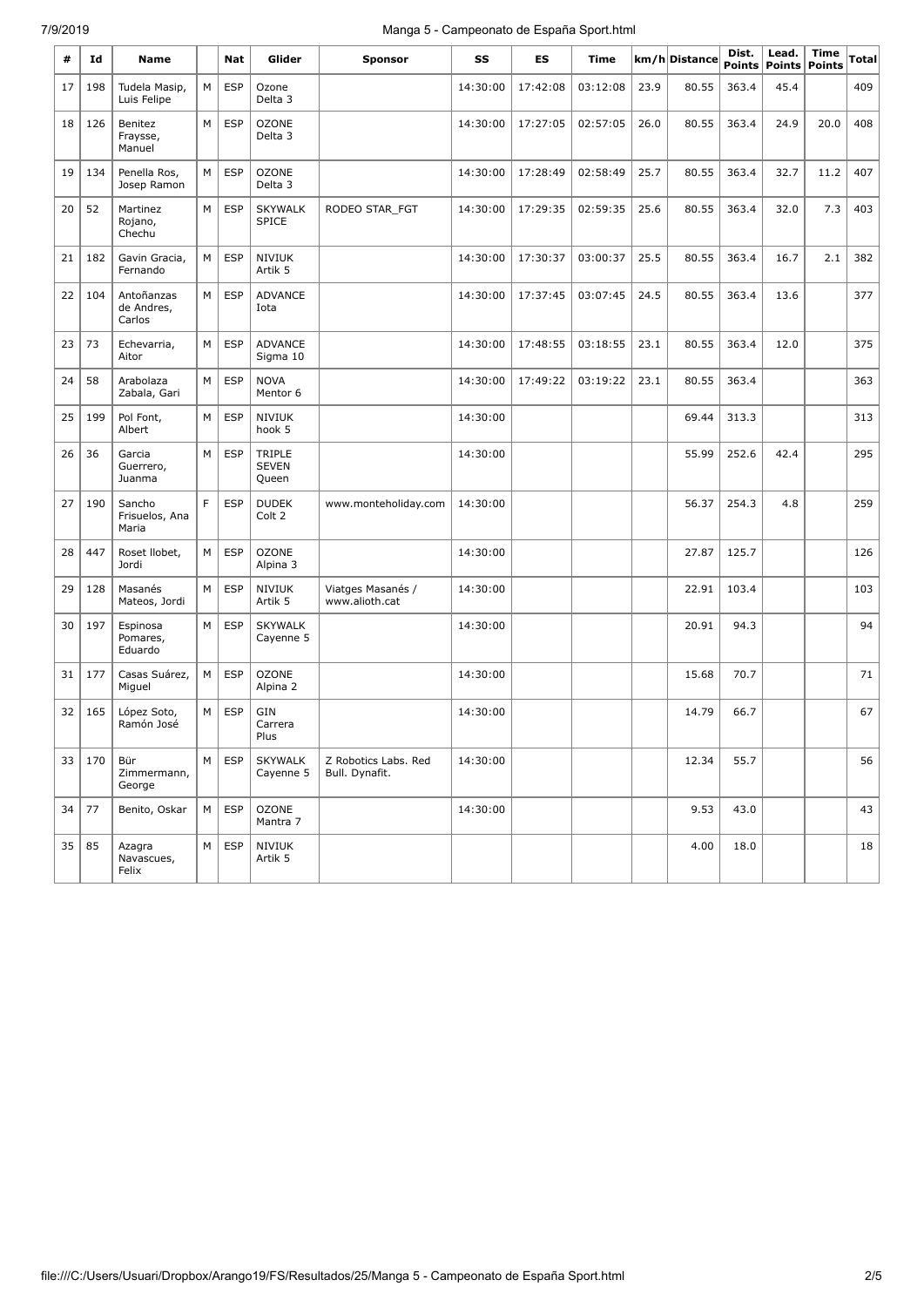| # | Id | Name | | Nat | Glider | Sponsor | SS | ES | Time | km/h | Distance | Dist. Points | Lead. Points | Time Points | Total |
|---|---|---|---|---|---|---|---|---|---|---|---|---|---|---|---|
| 17 | 198 | Tudela Masip, Luis Felipe | M | ESP | Ozone Delta 3 | | 14:30:00 | 17:42:08 | 03:12:08 | 23.9 | 80.55 | 363.4 | 45.4 | | 409 |
| 18 | 126 | Benitez Fraysse, Manuel | M | ESP | OZONE Delta 3 | | 14:30:00 | 17:27:05 | 02:57:05 | 26.0 | 80.55 | 363.4 | 24.9 | 20.0 | 408 |
| 19 | 134 | Penella Ros, Josep Ramon | M | ESP | OZONE Delta 3 | | 14:30:00 | 17:28:49 | 02:58:49 | 25.7 | 80.55 | 363.4 | 32.7 | 11.2 | 407 |
| 20 | 52 | Martinez Rojano, Chechu | M | ESP | SKYWALK SPICE | RODEO STAR_FGT | 14:30:00 | 17:29:35 | 02:59:35 | 25.6 | 80.55 | 363.4 | 32.0 | 7.3 | 403 |
| 21 | 182 | Gavin Gracia, Fernando | M | ESP | NIVIUK Artik 5 | | 14:30:00 | 17:30:37 | 03:00:37 | 25.5 | 80.55 | 363.4 | 16.7 | 2.1 | 382 |
| 22 | 104 | Antoñanzas de Andres, Carlos | M | ESP | ADVANCE Iota | | 14:30:00 | 17:37:45 | 03:07:45 | 24.5 | 80.55 | 363.4 | 13.6 | | 377 |
| 23 | 73 | Echevarria, Aitor | M | ESP | ADVANCE Sigma 10 | | 14:30:00 | 17:48:55 | 03:18:55 | 23.1 | 80.55 | 363.4 | 12.0 | | 375 |
| 24 | 58 | Arabolaza Zabala, Gari | M | ESP | NOVA Mentor 6 | | 14:30:00 | 17:49:22 | 03:19:22 | 23.1 | 80.55 | 363.4 | | | 363 |
| 25 | 199 | Pol Font, Albert | M | ESP | NIVIUK hook 5 | | 14:30:00 | | | | 69.44 | 313.3 | | | 313 |
| 26 | 36 | Garcia Guerrero, Juanma | M | ESP | TRIPLE SEVEN Queen | | 14:30:00 | | | | 55.99 | 252.6 | 42.4 | | 295 |
| 27 | 190 | Sancho Frisuelos, Ana Maria | F | ESP | DUDEK Colt 2 | www.monteholiday.com | 14:30:00 | | | | 56.37 | 254.3 | 4.8 | | 259 |
| 28 | 447 | Roset llobet, Jordi | M | ESP | OZONE Alpina 3 | | 14:30:00 | | | | 27.87 | 125.7 | | | 126 |
| 29 | 128 | Masanés Mateos, Jordi | M | ESP | NIVIUK Artik 5 | Viatges Masanés / www.alioth.cat | 14:30:00 | | | | 22.91 | 103.4 | | | 103 |
| 30 | 197 | Espinosa Pomares, Eduardo | M | ESP | SKYWALK Cayenne 5 | | 14:30:00 | | | | 20.91 | 94.3 | | | 94 |
| 31 | 177 | Casas Suárez, Miguel | M | ESP | OZONE Alpina 2 | | 14:30:00 | | | | 15.68 | 70.7 | | | 71 |
| 32 | 165 | López Soto, Ramón José | M | ESP | GIN Carrera Plus | | 14:30:00 | | | | 14.79 | 66.7 | | | 67 |
| 33 | 170 | Bür Zimmermann, George | M | ESP | SKYWALK Cayenne 5 | Z Robotics Labs. Red Bull. Dynafit. | 14:30:00 | | | | 12.34 | 55.7 | | | 56 |
| 34 | 77 | Benito, Oskar | M | ESP | OZONE Mantra 7 | | 14:30:00 | | | | 9.53 | 43.0 | | | 43 |
| 35 | 85 | Azagra Navascues, Felix | M | ESP | NIVIUK Artik 5 | | | | | | 4.00 | 18.0 | | | 18 |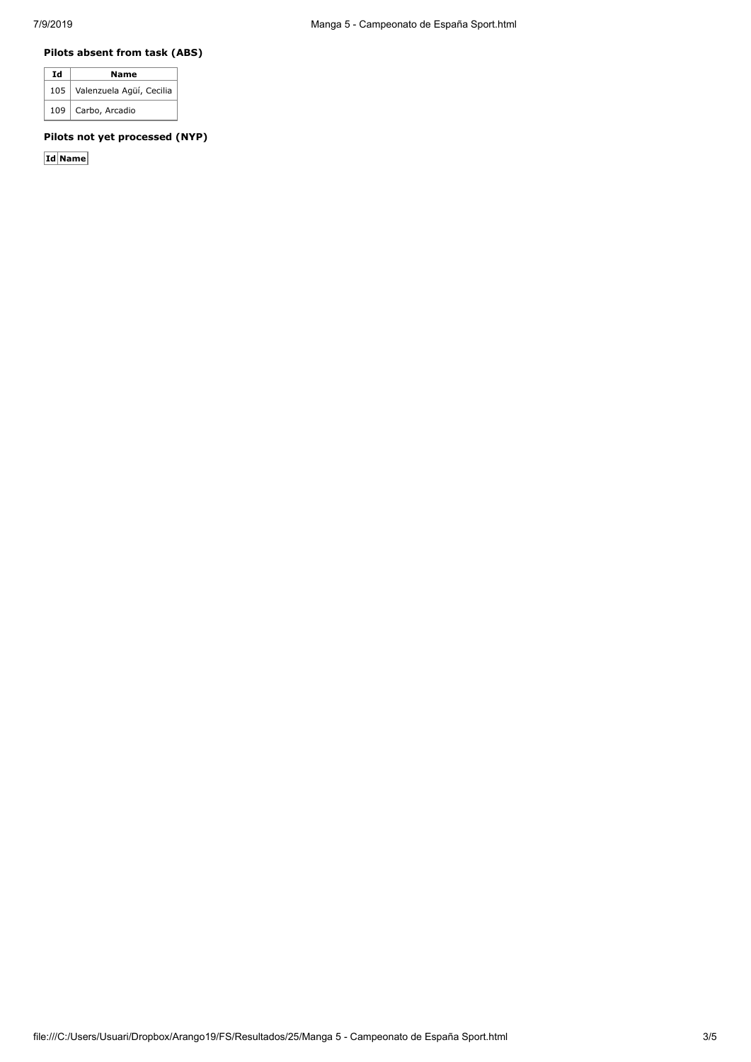### Pilots absent from task (ABS)

| Id | Name |
|---|---|
| 105 | Valenzuela Agüí, Cecilia |
| 109 | Carbo, Arcadio |

### Pilots not yet processed (NYP)

| Id | Name |
|---|---|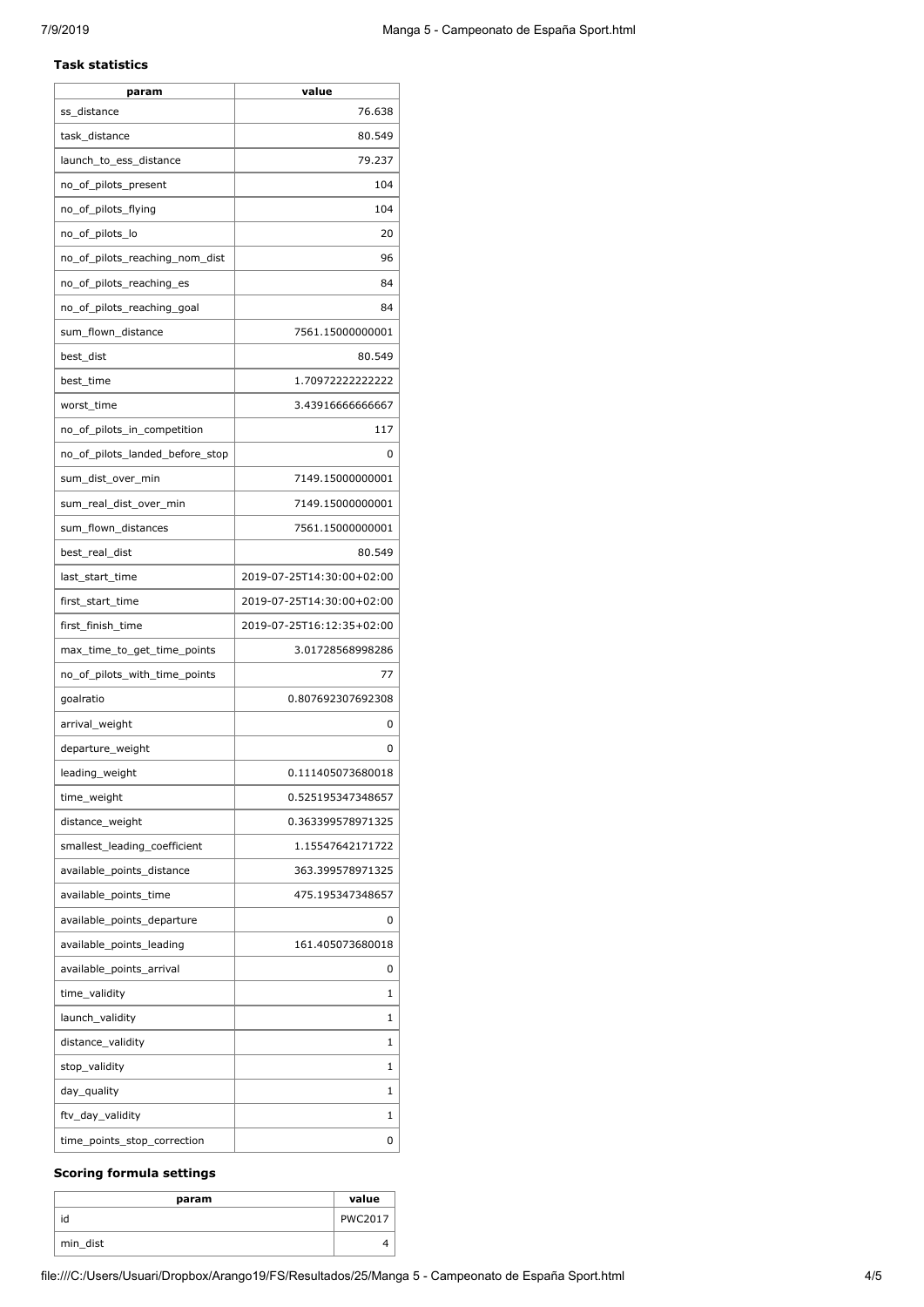### Task statistics

| param | value |
|---|---|
| ss_distance | 76.638 |
| task_distance | 80.549 |
| launch_to_ess_distance | 79.237 |
| no_of_pilots_present | 104 |
| no_of_pilots_flying | 104 |
| no_of_pilots_lo | 20 |
| no_of_pilots_reaching_nom_dist | 96 |
| no_of_pilots_reaching_es | 84 |
| no_of_pilots_reaching_goal | 84 |
| sum_flown_distance | 7561.15000000001 |
| best_dist | 80.549 |
| best_time | 1.70972222222222 |
| worst_time | 3.43916666666667 |
| no_of_pilots_in_competition | 117 |
| no_of_pilots_landed_before_stop | 0 |
| sum_dist_over_min | 7149.15000000001 |
| sum_real_dist_over_min | 7149.15000000001 |
| sum_flown_distances | 7561.15000000001 |
| best_real_dist | 80.549 |
| last_start_time | 2019-07-25T14:30:00+02:00 |
| first_start_time | 2019-07-25T14:30:00+02:00 |
| first_finish_time | 2019-07-25T16:12:35+02:00 |
| max_time_to_get_time_points | 3.01728568998286 |
| no_of_pilots_with_time_points | 77 |
| goalratio | 0.807692307692308 |
| arrival_weight | 0 |
| departure_weight | 0 |
| leading_weight | 0.111405073680018 |
| time_weight | 0.525195347348657 |
| distance_weight | 0.363399578971325 |
| smallest_leading_coefficient | 1.15547642171722 |
| available_points_distance | 363.399578971325 |
| available_points_time | 475.195347348657 |
| available_points_departure | 0 |
| available_points_leading | 161.405073680018 |
| available_points_arrival | 0 |
| time_validity | 1 |
| launch_validity | 1 |
| distance_validity | 1 |
| stop_validity | 1 |
| day_quality | 1 |
| ftv_day_validity | 1 |
| time_points_stop_correction | 0 |

### Scoring formula settings

| param | value |
|---|---|
| id | PWC2017 |
| min_dist | 4 |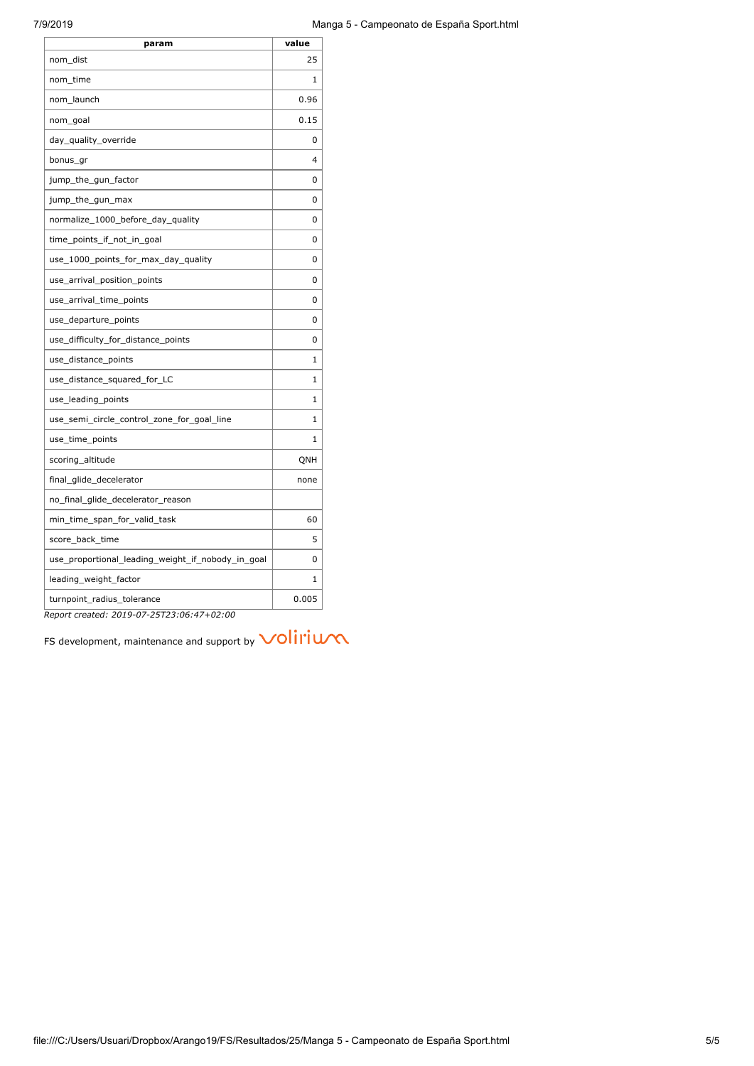| param | value |
| --- | --- |
| nom_dist | 25 |
| nom_time | 1 |
| nom_launch | 0.96 |
| nom_goal | 0.15 |
| day_quality_override | 0 |
| bonus_gr | 4 |
| jump_the_gun_factor | 0 |
| jump_the_gun_max | 0 |
| normalize_1000_before_day_quality | 0 |
| time_points_if_not_in_goal | 0 |
| use_1000_points_for_max_day_quality | 0 |
| use_arrival_position_points | 0 |
| use_arrival_time_points | 0 |
| use_departure_points | 0 |
| use_difficulty_for_distance_points | 0 |
| use_distance_points | 1 |
| use_distance_squared_for_LC | 1 |
| use_leading_points | 1 |
| use_semi_circle_control_zone_for_goal_line | 1 |
| use_time_points | 1 |
| scoring_altitude | QNH |
| final_glide_decelerator | none |
| no_final_glide_decelerator_reason | |
| min_time_span_for_valid_task | 60 |
| score_back_time | 5 |
| use_proportional_leading_weight_if_nobody_in_goal | 0 |
| leading_weight_factor | 1 |
| turnpoint_radius_tolerance | 0.005 |

*Report created: 2019-07-25T23:06:47+02:00*

FS development, maintenance and support by volirium